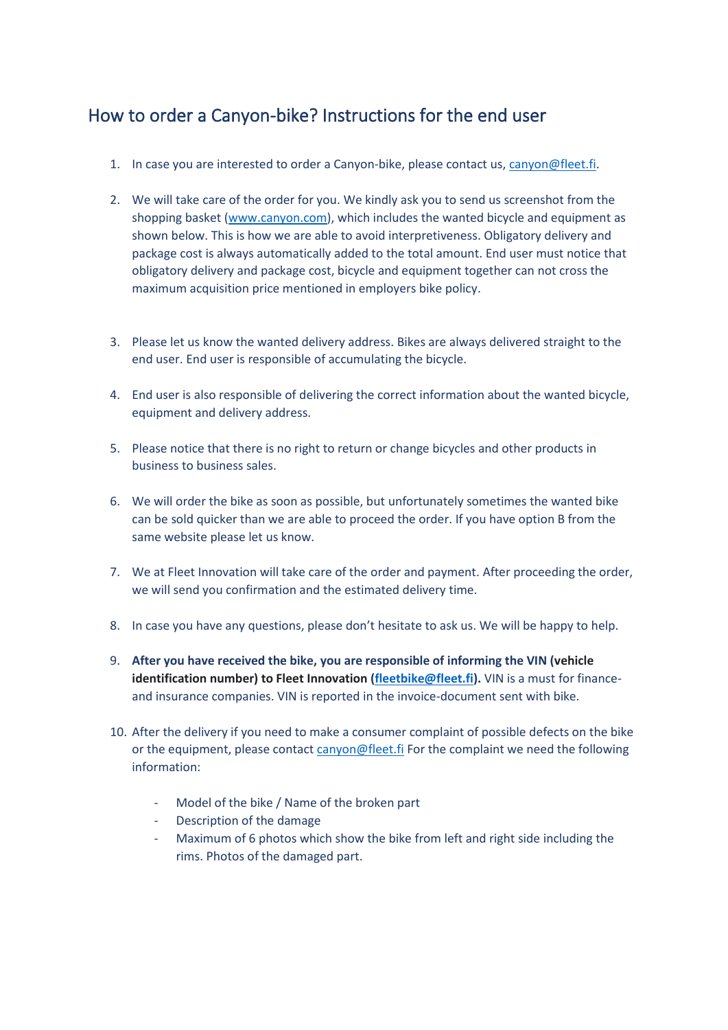## How to order a Canyon-bike? Instructions for the end user

1. In case you are interested to order a Canyon-bike, please contact us, canyon@fleet.fi.

2. We will take care of the order for you. We kindly ask you to send us screenshot from the shopping basket (www.canyon.com), which includes the wanted bicycle and equipment as shown below. This is how we are able to avoid interpretiveness. Obligatory delivery and package cost is always automatically added to the total amount. End user must notice that obligatory delivery and package cost, bicycle and equipment together can not cross the maximum acquisition price mentioned in employers bike policy.

3. Please let us know the wanted delivery address. Bikes are always delivered straight to the end user. End user is responsible of accumulating the bicycle.

4. End user is also responsible of delivering the correct information about the wanted bicycle, equipment and delivery address.

5. Please notice that there is no right to return or change bicycles and other products in business to business sales.

6. We will order the bike as soon as possible, but unfortunately sometimes the wanted bike can be sold quicker than we are able to proceed the order. If you have option B from the same website please let us know.

7. We at Fleet Innovation will take care of the order and payment. After proceeding the order, we will send you confirmation and the estimated delivery time.

8. In case you have any questions, please don't hesitate to ask us. We will be happy to help.

9. **After you have received the bike, you are responsible of informing the VIN (vehicle identification number) to Fleet Innovation (fleetbike@fleet.fi).** VIN is a must for finance- and insurance companies. VIN is reported in the invoice-document sent with bike.

10. After the delivery if you need to make a consumer complaint of possible defects on the bike or the equipment, please contact canyon@fleet.fi For the complaint we need the following information:

    - Model of the bike / Name of the broken part
    - Description of the damage
    - Maximum of 6 photos which show the bike from left and right side including the rims. Photos of the damaged part.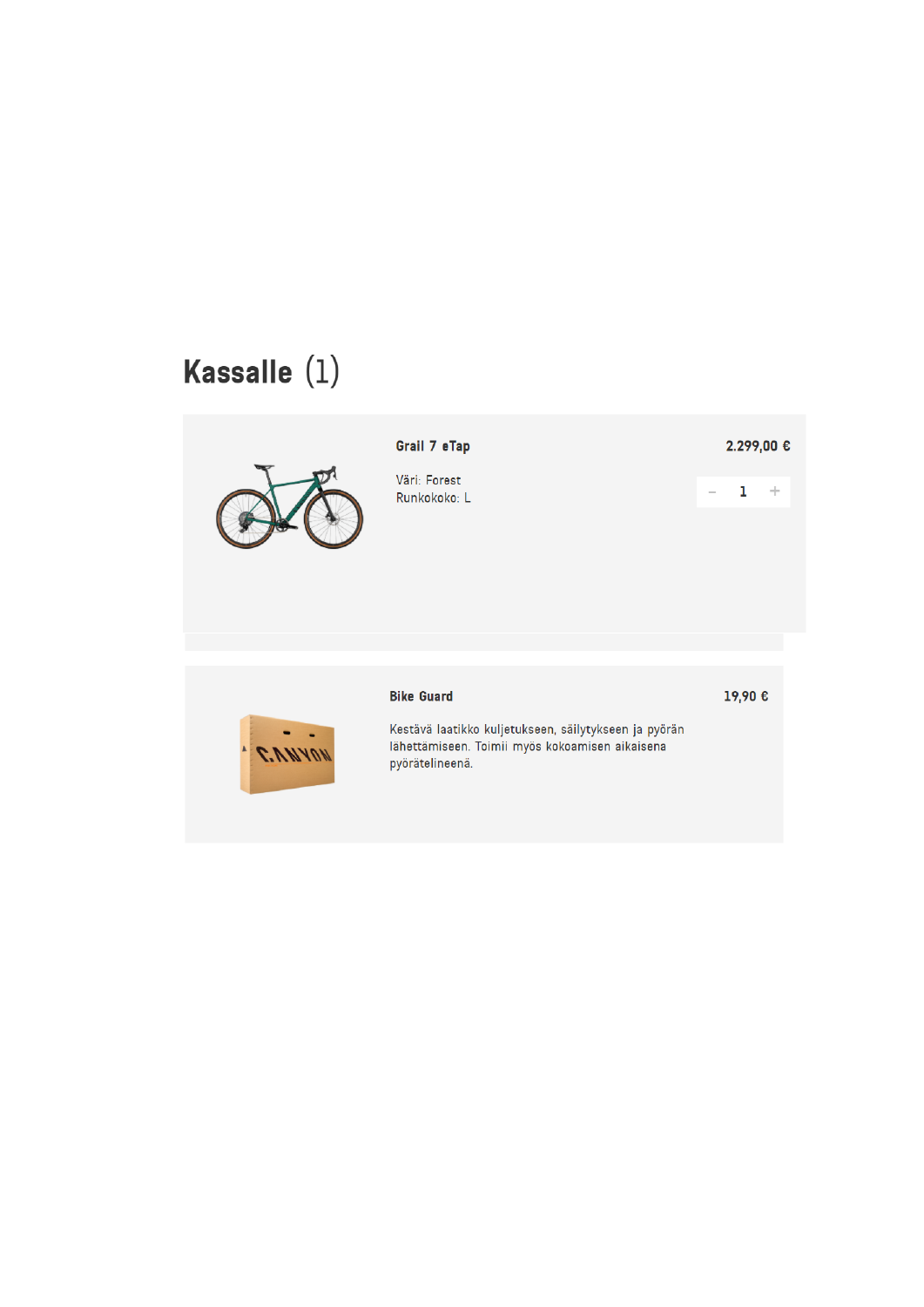# Kassalle (1)

**Grail 7 eTap** 2.299,00 €

Väri: Forest
Runkokoko: L

− 1 +

**Bike Guard** 19,90 €

Kestävä laatikko kuljetukseen, säilytykseen ja pyörän lähettämiseen. Toimii myös kokoamisen aikaisena pyörätelineenä.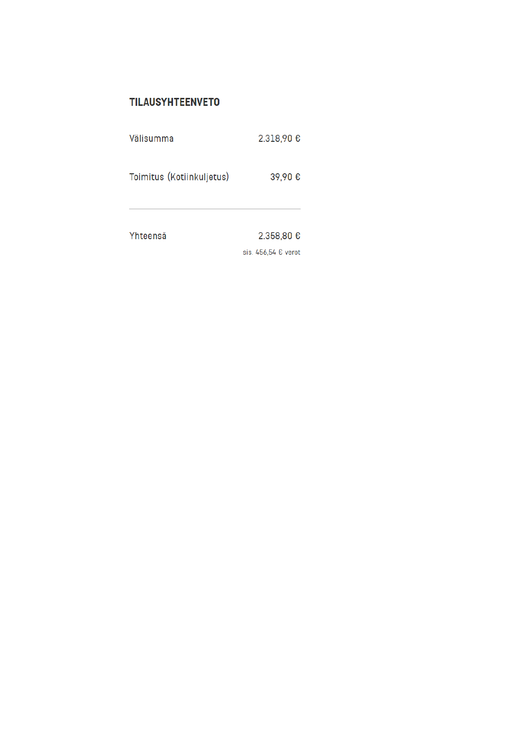## TILAUSYHTEENVETO

| | |
|---|---|
| Välisumma | 2.318,90 € |
| Toimitus (Kotiinkuljetus) | 39,90 € |
| Yhteensä | 2.358,80 € |
| | sis. 456,54 € verot |